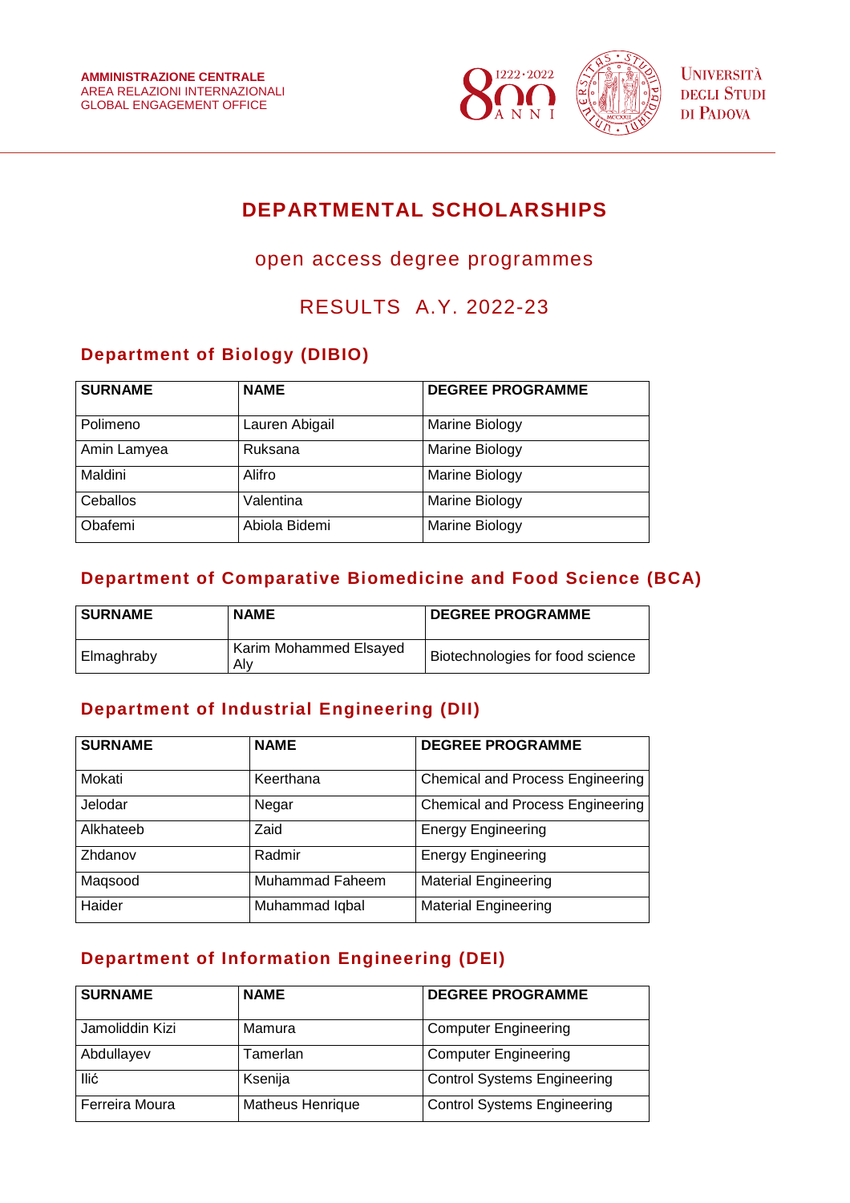AMMINISTRAZIONE CENTRALE
AREA RELAZIONI INTERNAZIONALI
GLOBAL ENGAGEMENT OFFICE

UNIVERSITÀ DEGLI STUDI DI PADOVA

# DEPARTMENTAL SCHOLARSHIPS

## open access degree programmes

## RESULTS A.Y. 2022-23

### Department of Biology (DIBIO)

| SURNAME | NAME | DEGREE PROGRAMME |
|---|---|---|
| Polimeno | Lauren Abigail | Marine Biology |
| Amin Lamyea | Ruksana | Marine Biology |
| Maldini | Alifro | Marine Biology |
| Ceballos | Valentina | Marine Biology |
| Obafemi | Abiola Bidemi | Marine Biology |

### Department of Comparative Biomedicine and Food Science (BCA)

| SURNAME | NAME | DEGREE PROGRAMME |
|---|---|---|
| Elmaghraby | Karim Mohammed Elsayed Aly | Biotechnologies for food science |

### Department of Industrial Engineering (DII)

| SURNAME | NAME | DEGREE PROGRAMME |
|---|---|---|
| Mokati | Keerthana | Chemical and Process Engineering |
| Jelodar | Negar | Chemical and Process Engineering |
| Alkhateeb | Zaid | Energy Engineering |
| Zhdanov | Radmir | Energy Engineering |
| Maqsood | Muhammad Faheem | Material Engineering |
| Haider | Muhammad Iqbal | Material Engineering |

### Department of Information Engineering (DEI)

| SURNAME | NAME | DEGREE PROGRAMME |
|---|---|---|
| Jamoliddin Kizi | Mamura | Computer Engineering |
| Abdullayev | Tamerlan | Computer Engineering |
| Ilić | Ksenija | Control Systems Engineering |
| Ferreira Moura | Matheus Henrique | Control Systems Engineering |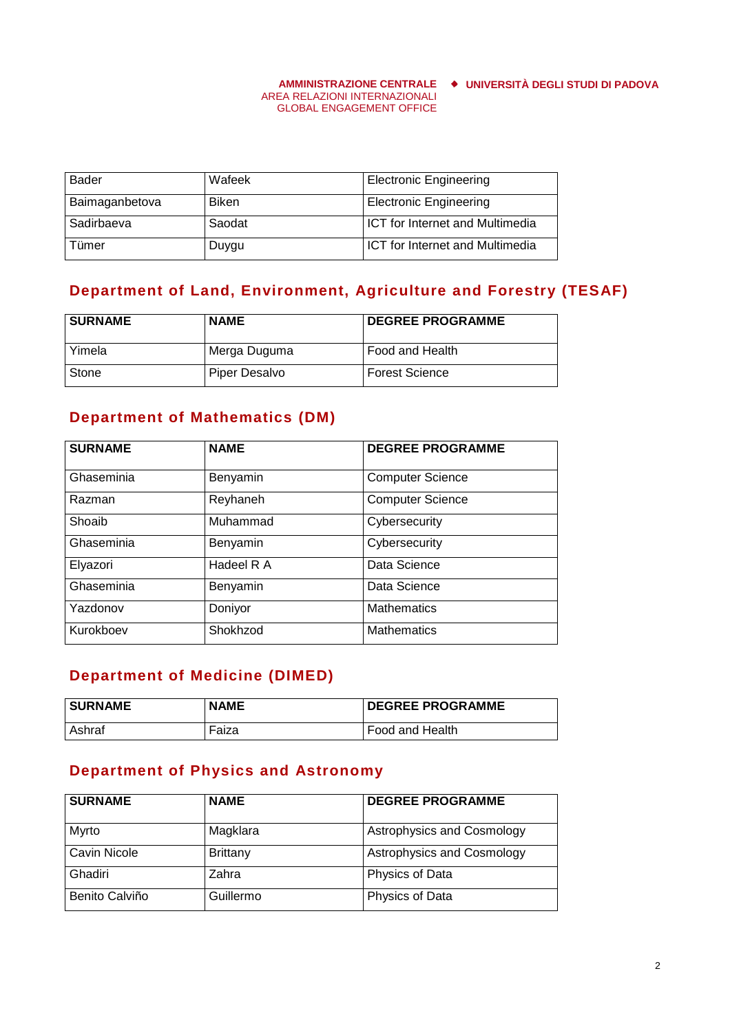| | | |
|---|---|---|
| Bader | Wafeek | Electronic Engineering |
| Baimaganbetova | Biken | Electronic Engineering |
| Sadirbaeva | Saodat | ICT for Internet and Multimedia |
| Tümer | Duygu | ICT for Internet and Multimedia |

## Department of Land, Environment, Agriculture and Forestry (TESAF)

| SURNAME | NAME | DEGREE PROGRAMME |
|---|---|---|
| Yimela | Merga Duguma | Food and Health |
| Stone | Piper Desalvo | Forest Science |

## Department of Mathematics (DM)

| SURNAME | NAME | DEGREE PROGRAMME |
|---|---|---|
| Ghaseminia | Benyamin | Computer Science |
| Razman | Reyhaneh | Computer Science |
| Shoaib | Muhammad | Cybersecurity |
| Ghaseminia | Benyamin | Cybersecurity |
| Elyazori | Hadeel R A | Data Science |
| Ghaseminia | Benyamin | Data Science |
| Yazdonov | Doniyor | Mathematics |
| Kurokboev | Shokhzod | Mathematics |

## Department of Medicine (DIMED)

| SURNAME | NAME | DEGREE PROGRAMME |
|---|---|---|
| Ashraf | Faiza | Food and Health |

## Department of Physics and Astronomy

| SURNAME | NAME | DEGREE PROGRAMME |
|---|---|---|
| Myrto | Magklara | Astrophysics and Cosmology |
| Cavin Nicole | Brittany | Astrophysics and Cosmology |
| Ghadiri | Zahra | Physics of Data |
| Benito Calviño | Guillermo | Physics of Data |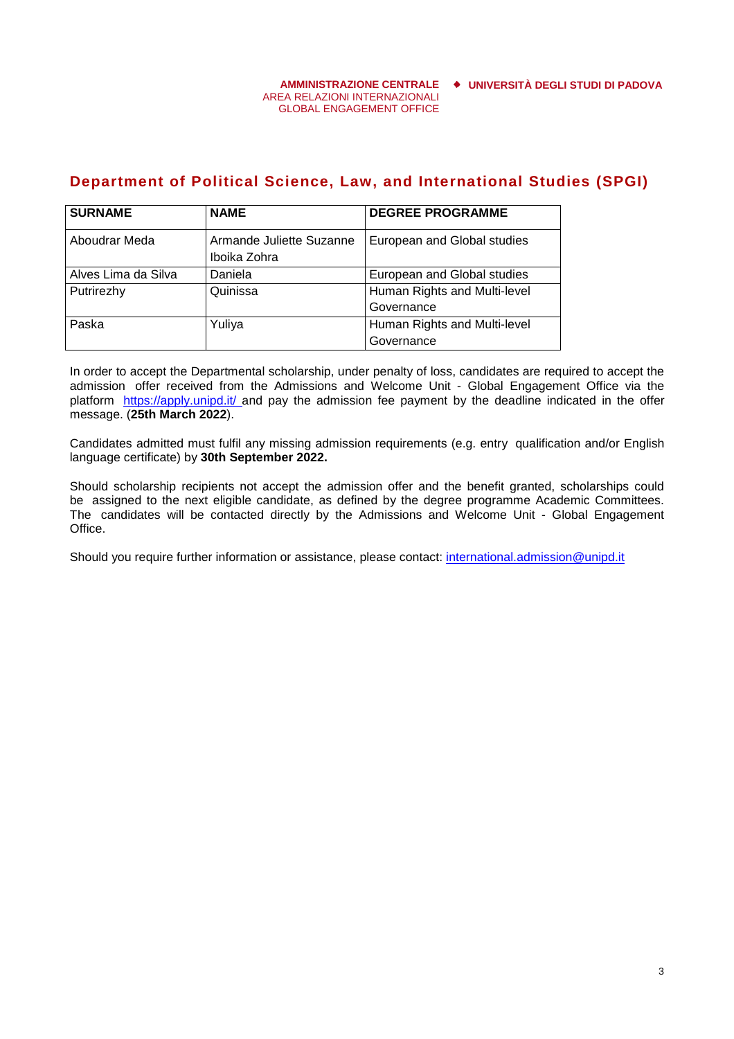## Department of Political Science, Law, and International Studies (SPGI)

| SURNAME | NAME | DEGREE PROGRAMME |
| --- | --- | --- |
| Aboudrar Meda | Armande Juliette Suzanne Iboika Zohra | European and Global studies |
| Alves Lima da Silva | Daniela | European and Global studies |
| Putrirezhy | Quinissa | Human Rights and Multi-level Governance |
| Paska | Yuliya | Human Rights and Multi-level Governance |

In order to accept the Departmental scholarship, under penalty of loss, candidates are required to accept the admission offer received from the Admissions and Welcome Unit - Global Engagement Office via the platform https://apply.unipd.it/ and pay the admission fee payment by the deadline indicated in the offer message. (**25th March 2022**).

Candidates admitted must fulfil any missing admission requirements (e.g. entry qualification and/or English language certificate) by **30th September 2022.**

Should scholarship recipients not accept the admission offer and the benefit granted, scholarships could be assigned to the next eligible candidate, as defined by the degree programme Academic Committees. The candidates will be contacted directly by the Admissions and Welcome Unit - Global Engagement Office.

Should you require further information or assistance, please contact: international.admission@unipd.it